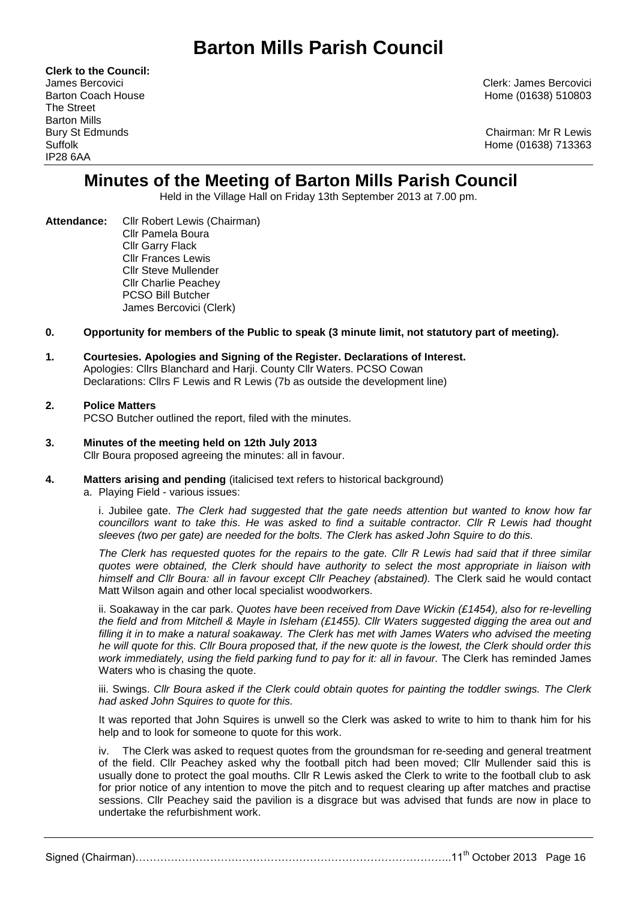# Barton Mills Parish Council

**Clerk to the Council:**
James Bercovici
Barton Coach House
The Street
Barton Mills
Bury St Edmunds
Suffolk
IP28 6AA

Clerk: James Bercovici
Home (01638) 510803

Chairman: Mr R Lewis
Home (01638) 713363

## Minutes of the Meeting of Barton Mills Parish Council

Held in the Village Hall on Friday 13th September 2013 at 7.00 pm.

**Attendance:** Cllr Robert Lewis (Chairman)
Cllr Pamela Boura
Cllr Garry Flack
Cllr Frances Lewis
Cllr Steve Mullender
Cllr Charlie Peachey
PCSO Bill Butcher
James Bercovici (Clerk)

**0. Opportunity for members of the Public to speak (3 minute limit, not statutory part of meeting).**

**1. Courtesies. Apologies and Signing of the Register. Declarations of Interest.**
Apologies: Cllrs Blanchard and Harji. County Cllr Waters. PCSO Cowan
Declarations: Cllrs F Lewis and R Lewis (7b as outside the development line)

**2. Police Matters**
PCSO Butcher outlined the report, filed with the minutes.

**3. Minutes of the meeting held on 12th July 2013**
Cllr Boura proposed agreeing the minutes: all in favour.

**4. Matters arising and pending** (italicised text refers to historical background)

a. Playing Field - various issues:

i. Jubilee gate. *The Clerk had suggested that the gate needs attention but wanted to know how far councillors want to take this. He was asked to find a suitable contractor. Cllr R Lewis had thought sleeves (two per gate) are needed for the bolts. The Clerk has asked John Squire to do this.*

*The Clerk has requested quotes for the repairs to the gate. Cllr R Lewis had said that if three similar quotes were obtained, the Clerk should have authority to select the most appropriate in liaison with himself and Cllr Boura: all in favour except Cllr Peachey (abstained).* The Clerk said he would contact Matt Wilson again and other local specialist woodworkers.

ii. Soakaway in the car park. *Quotes have been received from Dave Wickin (£1454), also for re-levelling the field and from Mitchell & Mayle in Isleham (£1455). Cllr Waters suggested digging the area out and filling it in to make a natural soakaway. The Clerk has met with James Waters who advised the meeting he will quote for this. Cllr Boura proposed that, if the new quote is the lowest, the Clerk should order this work immediately, using the field parking fund to pay for it: all in favour.* The Clerk has reminded James Waters who is chasing the quote.

iii. Swings. *Cllr Boura asked if the Clerk could obtain quotes for painting the toddler swings. The Clerk had asked John Squires to quote for this.*

It was reported that John Squires is unwell so the Clerk was asked to write to him to thank him for his help and to look for someone to quote for this work.

iv. The Clerk was asked to request quotes from the groundsman for re-seeding and general treatment of the field. Cllr Peachey asked why the football pitch had been moved; Cllr Mullender said this is usually done to protect the goal mouths. Cllr R Lewis asked the Clerk to write to the football club to ask for prior notice of any intention to move the pitch and to request clearing up after matches and practise sessions. Cllr Peachey said the pavilion is a disgrace but was advised that funds are now in place to undertake the refurbishment work.

Signed (Chairman)……………………………………………………………………………..11th October 2013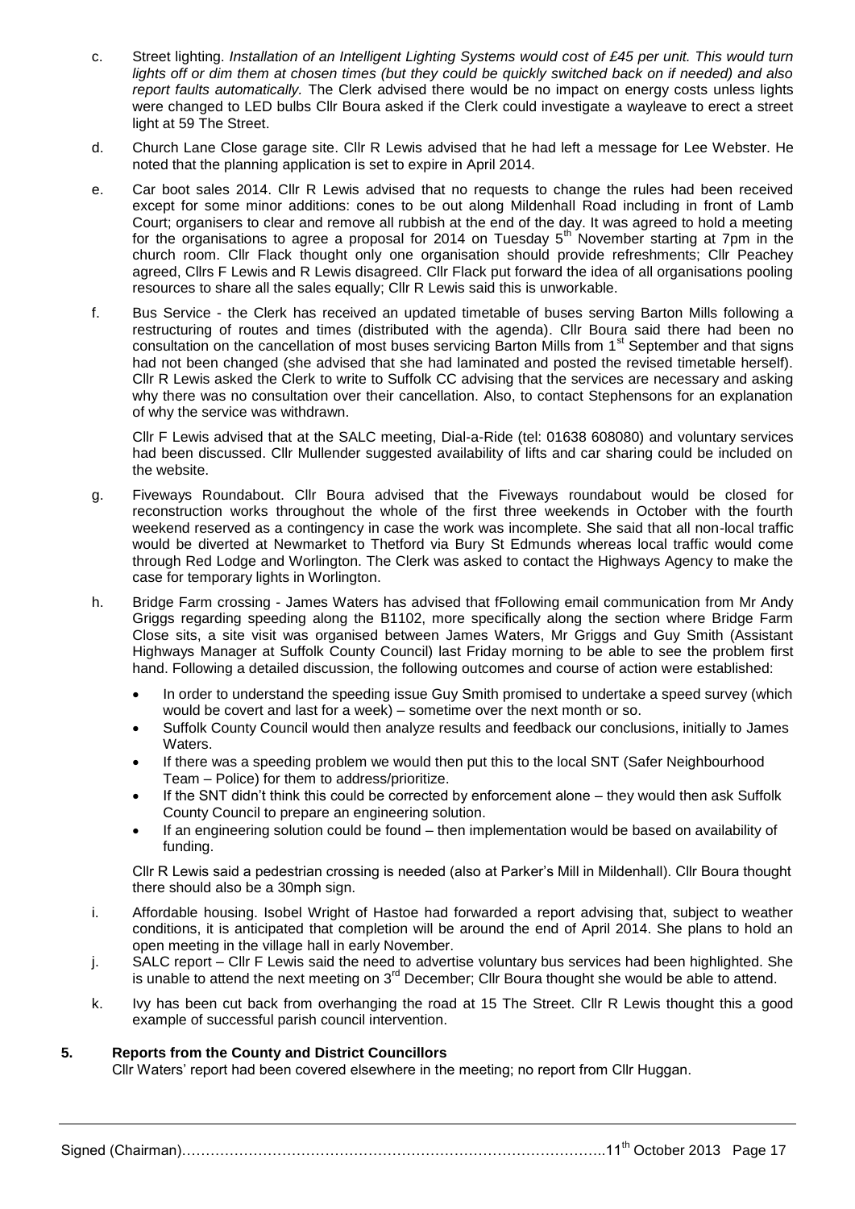c. Street lighting. *Installation of an Intelligent Lighting Systems would cost of £45 per unit. This would turn lights off or dim them at chosen times (but they could be quickly switched back on if needed) and also report faults automatically.* The Clerk advised there would be no impact on energy costs unless lights were changed to LED bulbs Cllr Boura asked if the Clerk could investigate a wayleave to erect a street light at 59 The Street.

d. Church Lane Close garage site. Cllr R Lewis advised that he had left a message for Lee Webster. He noted that the planning application is set to expire in April 2014.

e. Car boot sales 2014. Cllr R Lewis advised that no requests to change the rules had been received except for some minor additions: cones to be out along Mildenhall Road including in front of Lamb Court; organisers to clear and remove all rubbish at the end of the day. It was agreed to hold a meeting for the organisations to agree a proposal for 2014 on Tuesday 5th November starting at 7pm in the church room. Cllr Flack thought only one organisation should provide refreshments; Cllr Peachey agreed, Cllrs F Lewis and R Lewis disagreed. Cllr Flack put forward the idea of all organisations pooling resources to share all the sales equally; Cllr R Lewis said this is unworkable.

f. Bus Service - the Clerk has received an updated timetable of buses serving Barton Mills following a restructuring of routes and times (distributed with the agenda). Cllr Boura said there had been no consultation on the cancellation of most buses servicing Barton Mills from 1st September and that signs had not been changed (she advised that she had laminated and posted the revised timetable herself). Cllr R Lewis asked the Clerk to write to Suffolk CC advising that the services are necessary and asking why there was no consultation over their cancellation. Also, to contact Stephensons for an explanation of why the service was withdrawn.

   Cllr F Lewis advised that at the SALC meeting, Dial-a-Ride (tel: 01638 608080) and voluntary services had been discussed. Cllr Mullender suggested availability of lifts and car sharing could be included on the website.

g. Fiveways Roundabout. Cllr Boura advised that the Fiveways roundabout would be closed for reconstruction works throughout the whole of the first three weekends in October with the fourth weekend reserved as a contingency in case the work was incomplete. She said that all non-local traffic would be diverted at Newmarket to Thetford via Bury St Edmunds whereas local traffic would come through Red Lodge and Worlington. The Clerk was asked to contact the Highways Agency to make the case for temporary lights in Worlington.

h. Bridge Farm crossing - James Waters has advised that fFollowing email communication from Mr Andy Griggs regarding speeding along the B1102, more specifically along the section where Bridge Farm Close sits, a site visit was organised between James Waters, Mr Griggs and Guy Smith (Assistant Highways Manager at Suffolk County Council) last Friday morning to be able to see the problem first hand. Following a detailed discussion, the following outcomes and course of action were established:

   - In order to understand the speeding issue Guy Smith promised to undertake a speed survey (which would be covert and last for a week) – sometime over the next month or so.
   - Suffolk County Council would then analyze results and feedback our conclusions, initially to James Waters.
   - If there was a speeding problem we would then put this to the local SNT (Safer Neighbourhood Team – Police) for them to address/prioritize.
   - If the SNT didn't think this could be corrected by enforcement alone – they would then ask Suffolk County Council to prepare an engineering solution.
   - If an engineering solution could be found – then implementation would be based on availability of funding.

   Cllr R Lewis said a pedestrian crossing is needed (also at Parker's Mill in Mildenhall). Cllr Boura thought there should also be a 30mph sign.

i. Affordable housing. Isobel Wright of Hastoe had forwarded a report advising that, subject to weather conditions, it is anticipated that completion will be around the end of April 2014. She plans to hold an open meeting in the village hall in early November.

j. SALC report – Cllr F Lewis said the need to advertise voluntary bus services had been highlighted. She is unable to attend the next meeting on 3rd December; Cllr Boura thought she would be able to attend.

k. Ivy has been cut back from overhanging the road at 15 The Street. Cllr R Lewis thought this a good example of successful parish council intervention.

## 5. Reports from the County and District Councillors

Cllr Waters' report had been covered elsewhere in the meeting; no report from Cllr Huggan.

Signed (Chairman)…………………………………………………………………………….11th October 2013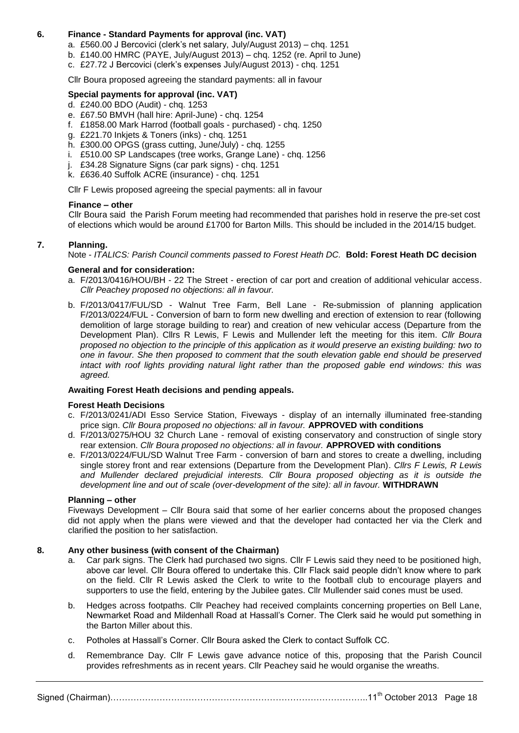## 6. Finance - Standard Payments for approval (inc. VAT)

a. £560.00 J Bercovici (clerk's net salary, July/August 2013) – chq. 1251
b. £140.00 HMRC (PAYE, July/August 2013) – chq. 1252 (re. April to June)
c. £27.72 J Bercovici (clerk's expenses July/August 2013) - chq. 1251

Cllr Boura proposed agreeing the standard payments: all in favour

### Special payments for approval (inc. VAT)

d. £240.00 BDO (Audit) - chq. 1253
e. £67.50 BMVH (hall hire: April-June) - chq. 1254
f. £1858.00 Mark Harrod (football goals - purchased) - chq. 1250
g. £221.70 Inkjets & Toners (inks) - chq. 1251
h. £300.00 OPGS (grass cutting, June/July) - chq. 1255
i. £510.00 SP Landscapes (tree works, Grange Lane) - chq. 1256
j. £34.28 Signature Signs (car park signs) - chq. 1251
k. £636.40 Suffolk ACRE (insurance) - chq. 1251

Cllr F Lewis proposed agreeing the special payments: all in favour

### Finance – other

Cllr Boura said the Parish Forum meeting had recommended that parishes hold in reserve the pre-set cost of elections which would be around £1700 for Barton Mills. This should be included in the 2014/15 budget.

## 7. Planning.

Note - *ITALICS: Parish Council comments passed to Forest Heath DC.* **Bold: Forest Heath DC decision**

### General and for consideration:

a. F/2013/0416/HOU/BH - 22 The Street - erection of car port and creation of additional vehicular access. *Cllr Peachey proposed no objections: all in favour.*

b. F/2013/0417/FUL/SD - Walnut Tree Farm, Bell Lane - Re-submission of planning application F/2013/0224/FUL - Conversion of barn to form new dwelling and erection of extension to rear (following demolition of large storage building to rear) and creation of new vehicular access (Departure from the Development Plan). Cllrs R Lewis, F Lewis and Mullender left the meeting for this item. *Cllr Boura proposed no objection to the principle of this application as it would preserve an existing building: two to one in favour. She then proposed to comment that the south elevation gable end should be preserved intact with roof lights providing natural light rather than the proposed gable end windows: this was agreed.*

### Awaiting Forest Heath decisions and pending appeals.

### Forest Heath Decisions

c. F/2013/0241/ADI Esso Service Station, Fiveways - display of an internally illuminated free-standing price sign. *Cllr Boura proposed no objections: all in favour.* **APPROVED with conditions**

d. F/2013/0275/HOU 32 Church Lane - removal of existing conservatory and construction of single story rear extension. *Cllr Boura proposed no objections: all in favour.* **APPROVED with conditions**

e. F/2013/0224/FUL/SD Walnut Tree Farm - conversion of barn and stores to create a dwelling, including single storey front and rear extensions (Departure from the Development Plan). *Cllrs F Lewis, R Lewis and Mullender declared prejudicial interests. Cllr Boura proposed objecting as it is outside the development line and out of scale (over-development of the site): all in favour.* **WITHDRAWN**

### Planning – other

Fiveways Development – Cllr Boura said that some of her earlier concerns about the proposed changes did not apply when the plans were viewed and that the developer had contacted her via the Clerk and clarified the position to her satisfaction.

## 8. Any other business (with consent of the Chairman)

a. Car park signs. The Clerk had purchased two signs. Cllr F Lewis said they need to be positioned high, above car level. Cllr Boura offered to undertake this. Cllr Flack said people didn't know where to park on the field. Cllr R Lewis asked the Clerk to write to the football club to encourage players and supporters to use the field, entering by the Jubilee gates. Cllr Mullender said cones must be used.

b. Hedges across footpaths. Cllr Peachey had received complaints concerning properties on Bell Lane, Newmarket Road and Mildenhall Road at Hassall's Corner. The Clerk said he would put something in the Barton Miller about this.

c. Potholes at Hassall's Corner. Cllr Boura asked the Clerk to contact Suffolk CC.

d. Remembrance Day. Cllr F Lewis gave advance notice of this, proposing that the Parish Council provides refreshments as in recent years. Cllr Peachey said he would organise the wreaths.

Signed (Chairman)………………………………………………………………………….11th October 2013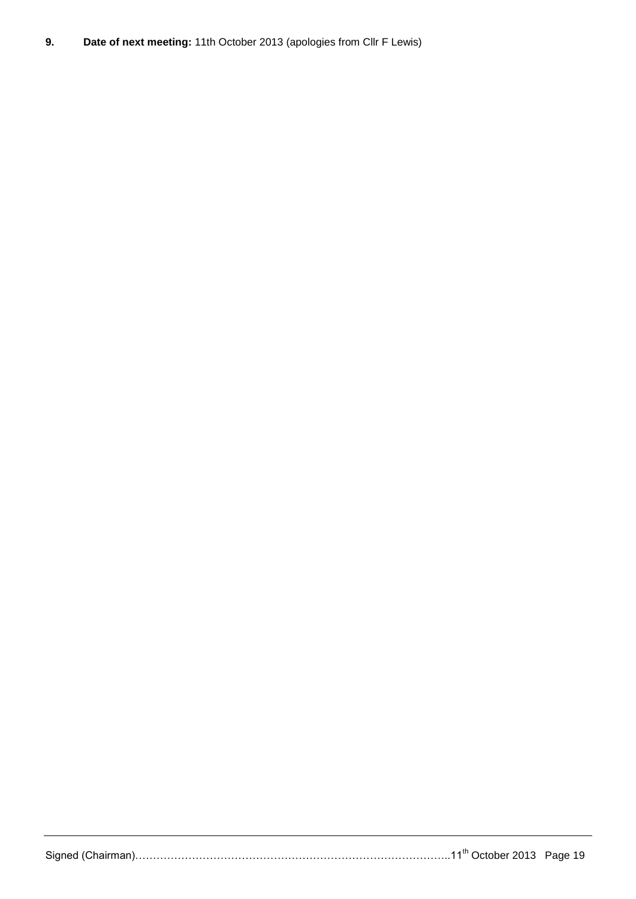**9. Date of next meeting:** 11th October 2013 (apologies from Cllr F Lewis)

Signed (Chairman)……………………………………………………………………………..11th October 2013